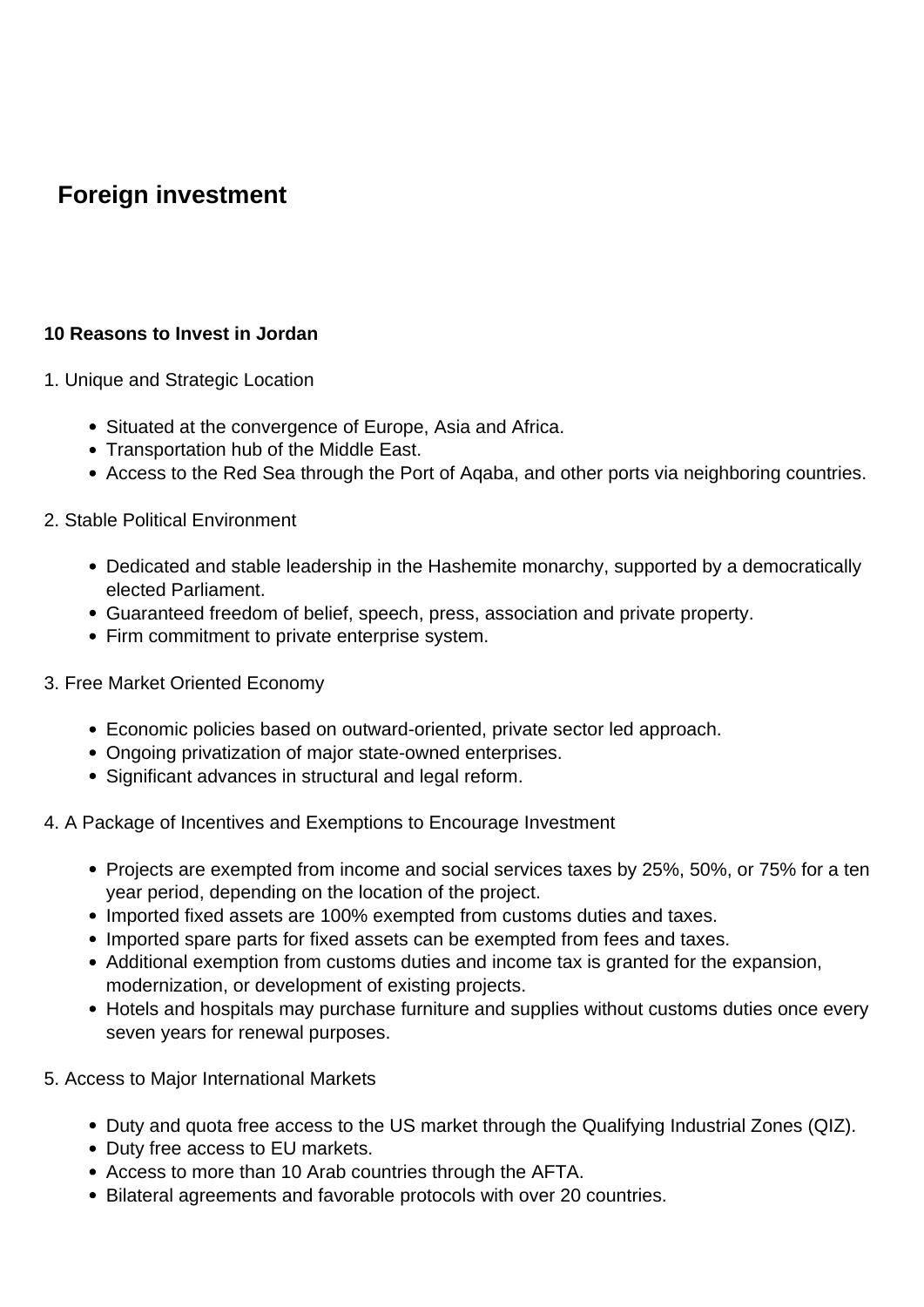# Foreign investment

**10 Reasons to Invest in Jordan**

1. Unique and Strategic Location

- Situated at the convergence of Europe, Asia and Africa.
- Transportation hub of the Middle East.
- Access to the Red Sea through the Port of Aqaba, and other ports via neighboring countries.

2. Stable Political Environment

- Dedicated and stable leadership in the Hashemite monarchy, supported by a democratically elected Parliament.
- Guaranteed freedom of belief, speech, press, association and private property.
- Firm commitment to private enterprise system.

3. Free Market Oriented Economy

- Economic policies based on outward-oriented, private sector led approach.
- Ongoing privatization of major state-owned enterprises.
- Significant advances in structural and legal reform.

4. A Package of Incentives and Exemptions to Encourage Investment

- Projects are exempted from income and social services taxes by 25%, 50%, or 75% for a ten year period, depending on the location of the project.
- Imported fixed assets are 100% exempted from customs duties and taxes.
- Imported spare parts for fixed assets can be exempted from fees and taxes.
- Additional exemption from customs duties and income tax is granted for the expansion, modernization, or development of existing projects.
- Hotels and hospitals may purchase furniture and supplies without customs duties once every seven years for renewal purposes.

5. Access to Major International Markets

- Duty and quota free access to the US market through the Qualifying Industrial Zones (QIZ).
- Duty free access to EU markets.
- Access to more than 10 Arab countries through the AFTA.
- Bilateral agreements and favorable protocols with over 20 countries.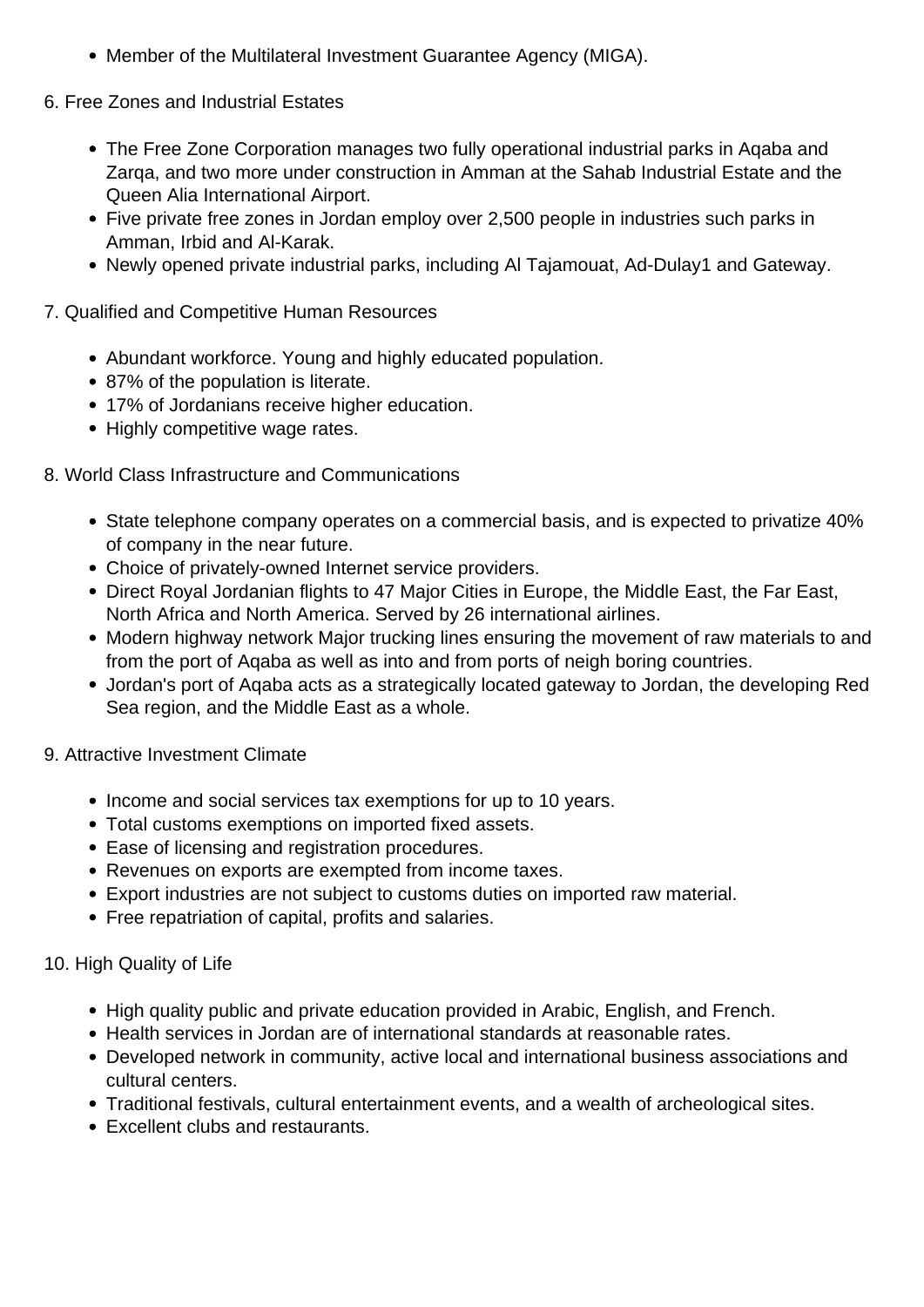- Member of the Multilateral Investment Guarantee Agency (MIGA).

6. Free Zones and Industrial Estates

- The Free Zone Corporation manages two fully operational industrial parks in Aqaba and Zarqa, and two more under construction in Amman at the Sahab Industrial Estate and the Queen Alia International Airport.
- Five private free zones in Jordan employ over 2,500 people in industries such parks in Amman, Irbid and Al-Karak.
- Newly opened private industrial parks, including Al Tajamouat, Ad-Dulay1 and Gateway.

7. Qualified and Competitive Human Resources

- Abundant workforce. Young and highly educated population.
- 87% of the population is literate.
- 17% of Jordanians receive higher education.
- Highly competitive wage rates.

8. World Class Infrastructure and Communications

- State telephone company operates on a commercial basis, and is expected to privatize 40% of company in the near future.
- Choice of privately-owned Internet service providers.
- Direct Royal Jordanian flights to 47 Major Cities in Europe, the Middle East, the Far East, North Africa and North America. Served by 26 international airlines.
- Modern highway network Major trucking lines ensuring the movement of raw materials to and from the port of Aqaba as well as into and from ports of neigh boring countries.
- Jordan's port of Aqaba acts as a strategically located gateway to Jordan, the developing Red Sea region, and the Middle East as a whole.

9. Attractive Investment Climate

- Income and social services tax exemptions for up to 10 years.
- Total customs exemptions on imported fixed assets.
- Ease of licensing and registration procedures.
- Revenues on exports are exempted from income taxes.
- Export industries are not subject to customs duties on imported raw material.
- Free repatriation of capital, profits and salaries.

10. High Quality of Life

- High quality public and private education provided in Arabic, English, and French.
- Health services in Jordan are of international standards at reasonable rates.
- Developed network in community, active local and international business associations and cultural centers.
- Traditional festivals, cultural entertainment events, and a wealth of archeological sites.
- Excellent clubs and restaurants.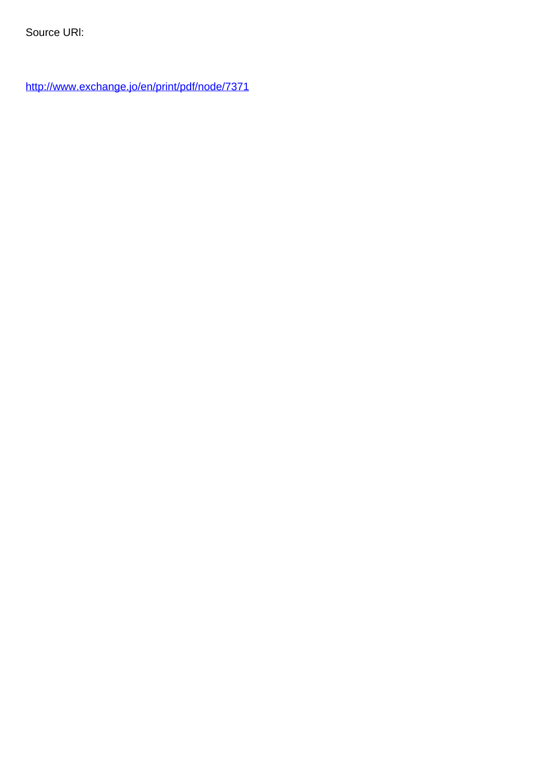Source URl:

http://www.exchange.jo/en/print/pdf/node/7371